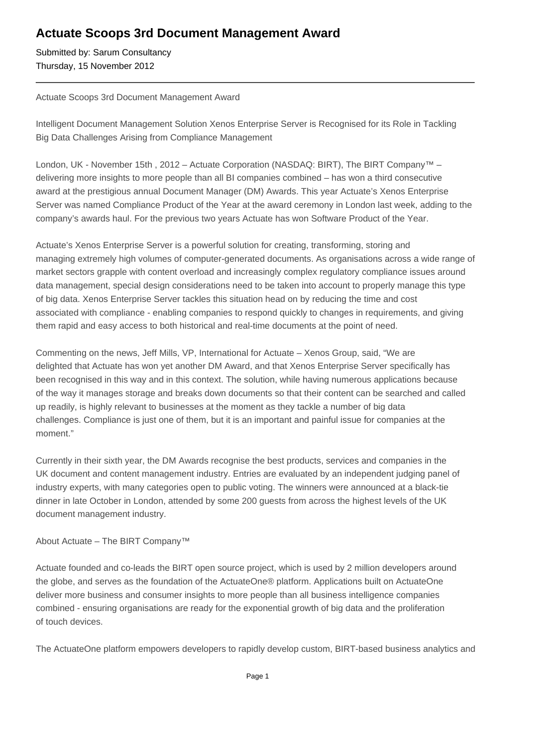# Actuate Scoops 3rd Document Management Award

Submitted by: Sarum Consultancy
Thursday, 15 November 2012

---

Actuate Scoops 3rd Document Management Award

Intelligent Document Management Solution Xenos Enterprise Server is Recognised for its Role in Tackling Big Data Challenges Arising from Compliance Management

London, UK - November 15th , 2012 – Actuate Corporation (NASDAQ: BIRT), The BIRT Company™ – delivering more insights to more people than all BI companies combined – has won a third consecutive award at the prestigious annual Document Manager (DM) Awards. This year Actuate's Xenos Enterprise Server was named Compliance Product of the Year at the award ceremony in London last week, adding to the company's awards haul. For the previous two years Actuate has won Software Product of the Year.

Actuate's Xenos Enterprise Server is a powerful solution for creating, transforming, storing and managing extremely high volumes of computer-generated documents. As organisations across a wide range of market sectors grapple with content overload and increasingly complex regulatory compliance issues around data management, special design considerations need to be taken into account to properly manage this type of big data. Xenos Enterprise Server tackles this situation head on by reducing the time and cost associated with compliance - enabling companies to respond quickly to changes in requirements, and giving them rapid and easy access to both historical and real-time documents at the point of need.

Commenting on the news, Jeff Mills, VP, International for Actuate – Xenos Group, said, "We are delighted that Actuate has won yet another DM Award, and that Xenos Enterprise Server specifically has been recognised in this way and in this context. The solution, while having numerous applications because of the way it manages storage and breaks down documents so that their content can be searched and called up readily, is highly relevant to businesses at the moment as they tackle a number of big data challenges. Compliance is just one of them, but it is an important and painful issue for companies at the moment."

Currently in their sixth year, the DM Awards recognise the best products, services and companies in the UK document and content management industry. Entries are evaluated by an independent judging panel of industry experts, with many categories open to public voting. The winners were announced at a black-tie dinner in late October in London, attended by some 200 guests from across the highest levels of the UK document management industry.

About Actuate – The BIRT Company™

Actuate founded and co-leads the BIRT open source project, which is used by 2 million developers around the globe, and serves as the foundation of the ActuateOne® platform. Applications built on ActuateOne deliver more business and consumer insights to more people than all business intelligence companies combined - ensuring organisations are ready for the exponential growth of big data and the proliferation of touch devices.

The ActuateOne platform empowers developers to rapidly develop custom, BIRT-based business analytics and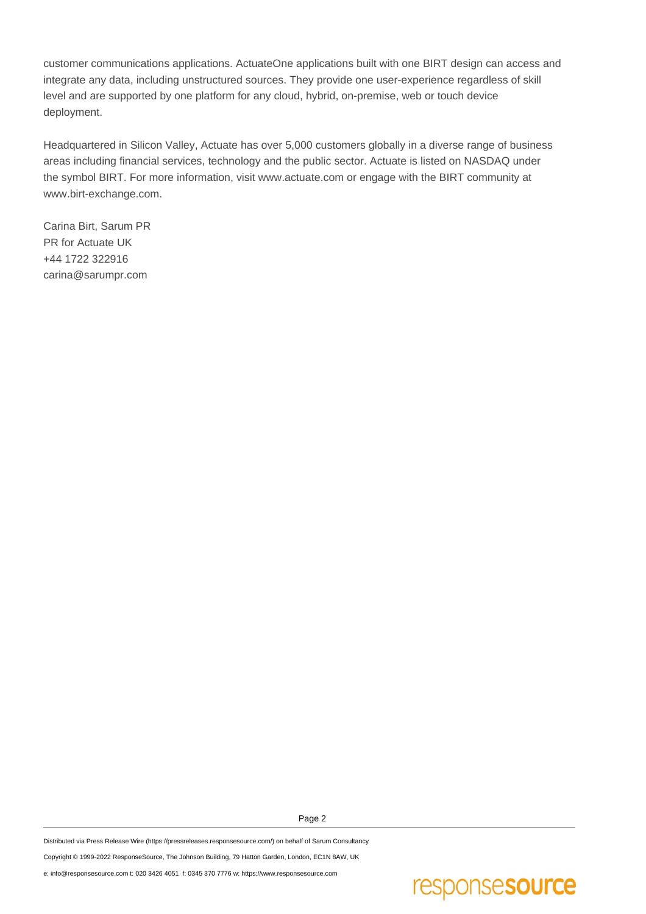customer communications applications. ActuateOne applications built with one BIRT design can access and integrate any data, including unstructured sources. They provide one user-experience regardless of skill level and are supported by one platform for any cloud, hybrid, on-premise, web or touch device deployment.

Headquartered in Silicon Valley, Actuate has over 5,000 customers globally in a diverse range of business areas including financial services, technology and the public sector. Actuate is listed on NASDAQ under the symbol BIRT. For more information, visit www.actuate.com or engage with the BIRT community at www.birt-exchange.com.

Carina Birt, Sarum PR
PR for Actuate UK
+44 1722 322916
carina@sarumpr.com